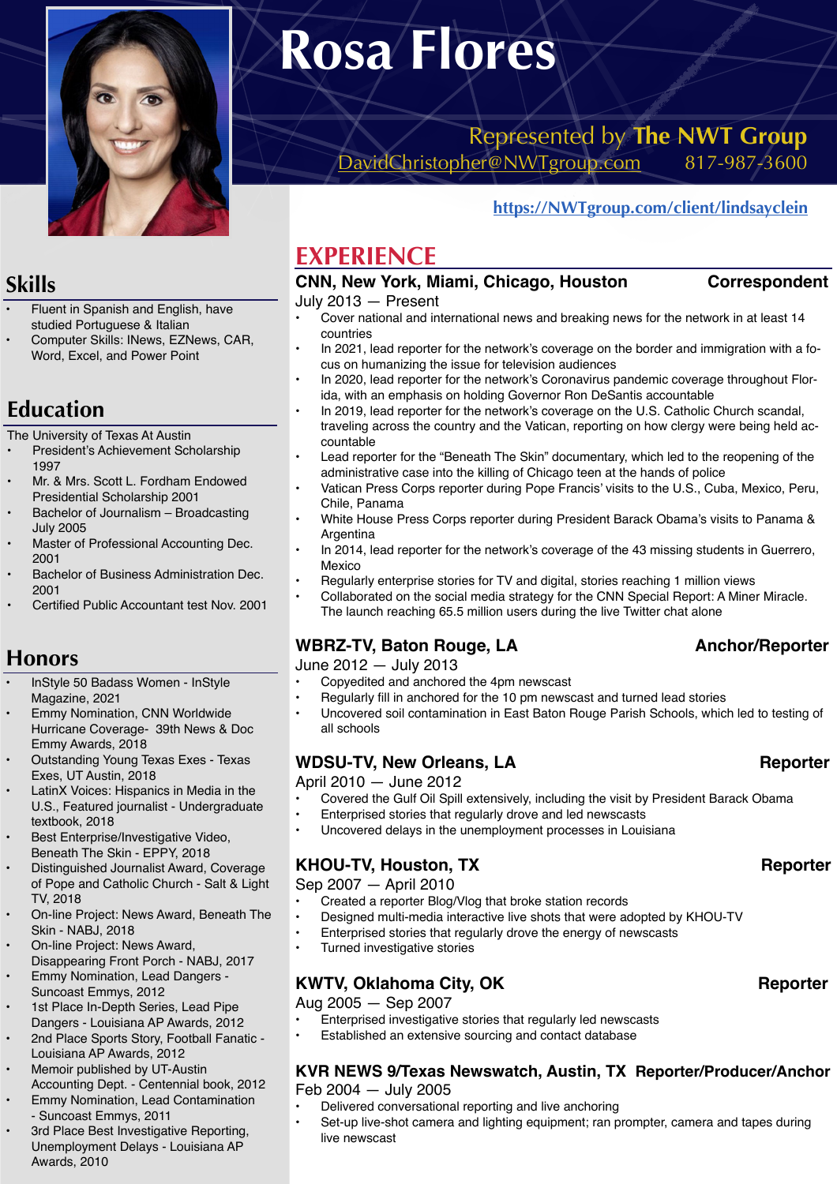# Rosa Flores

Represented by **The NWT Group**
DavidChristopher@NWTgroup.com 817-987-3600

https://NWTgroup.com/client/lindsayclein

## Skills

- Fluent in Spanish and English, have studied Portuguese & Italian
- Computer Skills: INews, EZNews, CAR, Word, Excel, and Power Point

## Education

The University of Texas At Austin

- President's Achievement Scholarship 1997
- Mr. & Mrs. Scott L. Fordham Endowed Presidential Scholarship 2001
- Bachelor of Journalism – Broadcasting July 2005
- Master of Professional Accounting Dec. 2001
- Bachelor of Business Administration Dec. 2001
- Certified Public Accountant test Nov. 2001

## Honors

- InStyle 50 Badass Women - InStyle Magazine, 2021
- Emmy Nomination, CNN Worldwide Hurricane Coverage- 39th News & Doc Emmy Awards, 2018
- Outstanding Young Texas Exes - Texas Exes, UT Austin, 2018
- LatinX Voices: Hispanics in Media in the U.S., Featured journalist - Undergraduate textbook, 2018
- Best Enterprise/Investigative Video, Beneath The Skin - EPPY, 2018
- Distinguished Journalist Award, Coverage of Pope and Catholic Church - Salt & Light TV, 2018
- On-line Project: News Award, Beneath The Skin - NABJ, 2018
- On-line Project: News Award, Disappearing Front Porch - NABJ, 2017
- Emmy Nomination, Lead Dangers - Suncoast Emmys, 2012
- 1st Place In-Depth Series, Lead Pipe Dangers - Louisiana AP Awards, 2012
- 2nd Place Sports Story, Football Fanatic - Louisiana AP Awards, 2012
- Memoir published by UT-Austin Accounting Dept. - Centennial book, 2012
- Emmy Nomination, Lead Contamination - Suncoast Emmys, 2011
- 3rd Place Best Investigative Reporting, Unemployment Delays - Louisiana AP Awards, 2010

## EXPERIENCE

### CNN, New York, Miami, Chicago, Houston — Correspondent

July 2013 — Present

- Cover national and international news and breaking news for the network in at least 14 countries
- In 2021, lead reporter for the network's coverage on the border and immigration with a focus on humanizing the issue for television audiences
- In 2020, lead reporter for the network's Coronavirus pandemic coverage throughout Florida, with an emphasis on holding Governor Ron DeSantis accountable
- In 2019, lead reporter for the network's coverage on the U.S. Catholic Church scandal, traveling across the country and the Vatican, reporting on how clergy were being held accountable
- Lead reporter for the "Beneath The Skin" documentary, which led to the reopening of the administrative case into the killing of Chicago teen at the hands of police
- Vatican Press Corps reporter during Pope Francis' visits to the U.S., Cuba, Mexico, Peru, Chile, Panama
- White House Press Corps reporter during President Barack Obama's visits to Panama & Argentina
- In 2014, lead reporter for the network's coverage of the 43 missing students in Guerrero, Mexico
- Regularly enterprise stories for TV and digital, stories reaching 1 million views
- Collaborated on the social media strategy for the CNN Special Report: A Miner Miracle. The launch reaching 65.5 million users during the live Twitter chat alone

### WBRZ-TV, Baton Rouge, LA — Anchor/Reporter

June 2012 — July 2013

- Copyedited and anchored the 4pm newscast
- Regularly fill in anchored for the 10 pm newscast and turned lead stories
- Uncovered soil contamination in East Baton Rouge Parish Schools, which led to testing of all schools

### WDSU-TV, New Orleans, LA — Reporter

April 2010 — June 2012

- Covered the Gulf Oil Spill extensively, including the visit by President Barack Obama
- Enterprised stories that regularly drove and led newscasts
- Uncovered delays in the unemployment processes in Louisiana

### KHOU-TV, Houston, TX — Reporter

Sep 2007 — April 2010

- Created a reporter Blog/Vlog that broke station records
- Designed multi-media interactive live shots that were adopted by KHOU-TV
- Enterprised stories that regularly drove the energy of newscasts
- Turned investigative stories

### KWTV, Oklahoma City, OK — Reporter

Aug 2005 — Sep 2007

- Enterprised investigative stories that regularly led newscasts
- Established an extensive sourcing and contact database

### KVR NEWS 9/Texas Newswatch, Austin, TX — Reporter/Producer/Anchor

Feb 2004 — July 2005

- Delivered conversational reporting and live anchoring
- Set-up live-shot camera and lighting equipment; ran prompter, camera and tapes during live newscast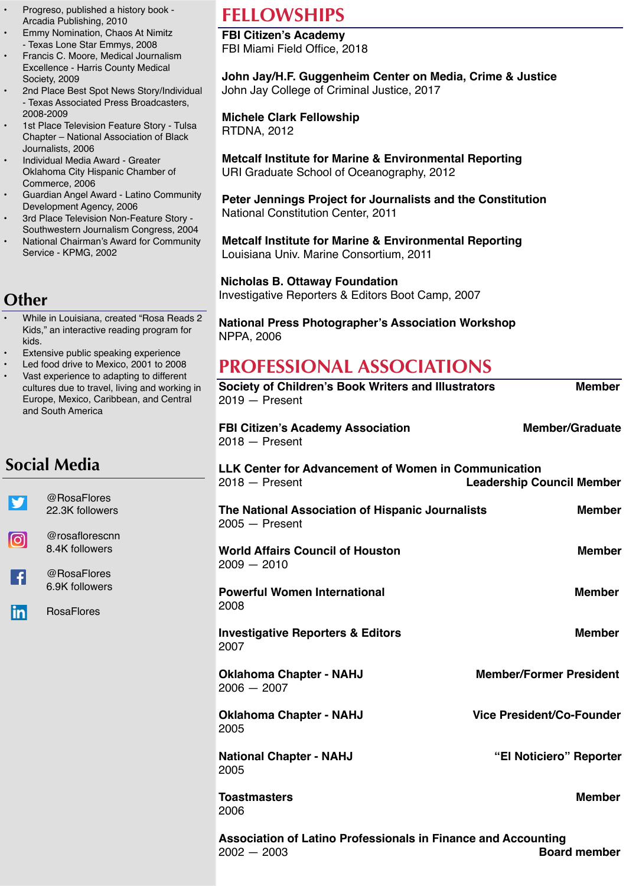- Progreso, published a history book - Arcadia Publishing, 2010
- Emmy Nomination, Chaos At Nimitz - Texas Lone Star Emmys, 2008
- Francis C. Moore, Medical Journalism Excellence - Harris County Medical Society, 2009
- 2nd Place Best Spot News Story/Individual - Texas Associated Press Broadcasters, 2008-2009
- 1st Place Television Feature Story - Tulsa Chapter – National Association of Black Journalists, 2006
- Individual Media Award - Greater Oklahoma City Hispanic Chamber of Commerce, 2006
- Guardian Angel Award - Latino Community Development Agency, 2006
- 3rd Place Television Non-Feature Story - Southwestern Journalism Congress, 2004
- National Chairman's Award for Community Service - KPMG, 2002

## Other

- While in Louisiana, created "Rosa Reads 2 Kids," an interactive reading program for kids.
- Extensive public speaking experience
- Led food drive to Mexico, 2001 to 2008
- Vast experience to adapting to different cultures due to travel, living and working in Europe, Mexico, Caribbean, and Central and South America

## Social Media

@RosaFlores
22.3K followers

@rosafllorescnn
8.4K followers

@RosaFlores
6.9K followers

RosaFlores

## FELLOWSHIPS

**FBI Citizen's Academy**
FBI Miami Field Office, 2018

**John Jay/H.F. Guggenheim Center on Media, Crime & Justice**
John Jay College of Criminal Justice, 2017

**Michele Clark Fellowship**
RTDNA, 2012

**Metcalf Institute for Marine & Environmental Reporting**
URI Graduate School of Oceanography, 2012

**Peter Jennings Project for Journalists and the Constitution**
National Constitution Center, 2011

**Metcalf Institute for Marine & Environmental Reporting**
Louisiana Univ. Marine Consortium, 2011

**Nicholas B. Ottaway Foundation**
Investigative Reporters & Editors Boot Camp, 2007

**National Press Photographer's Association Workshop**
NPPA, 2006

## PROFESSIONAL ASSOCIATIONS

**Society of Children's Book Writers and Illustrators** — **Member**
2019 — Present

**FBI Citizen's Academy Association** — **Member/Graduate**
2018 — Present

**LLK Center for Advancement of Women in Communication**
2018 — Present — **Leadership Council Member**

**The National Association of Hispanic Journalists** — **Member**
2005 — Present

**World Affairs Council of Houston** — **Member**
2009 — 2010

**Powerful Women International** — **Member**
2008

**Investigative Reporters & Editors** — **Member**
2007

**Oklahoma Chapter - NAHJ** — **Member/Former President**
2006 — 2007

**Oklahoma Chapter - NAHJ** — **Vice President/Co-Founder**
2005

**National Chapter - NAHJ** — **"El Noticiero" Reporter**
2005

**Toastmasters** — **Member**
2006

**Association of Latino Professionals in Finance and Accounting**
2002 — 2003 — **Board member**